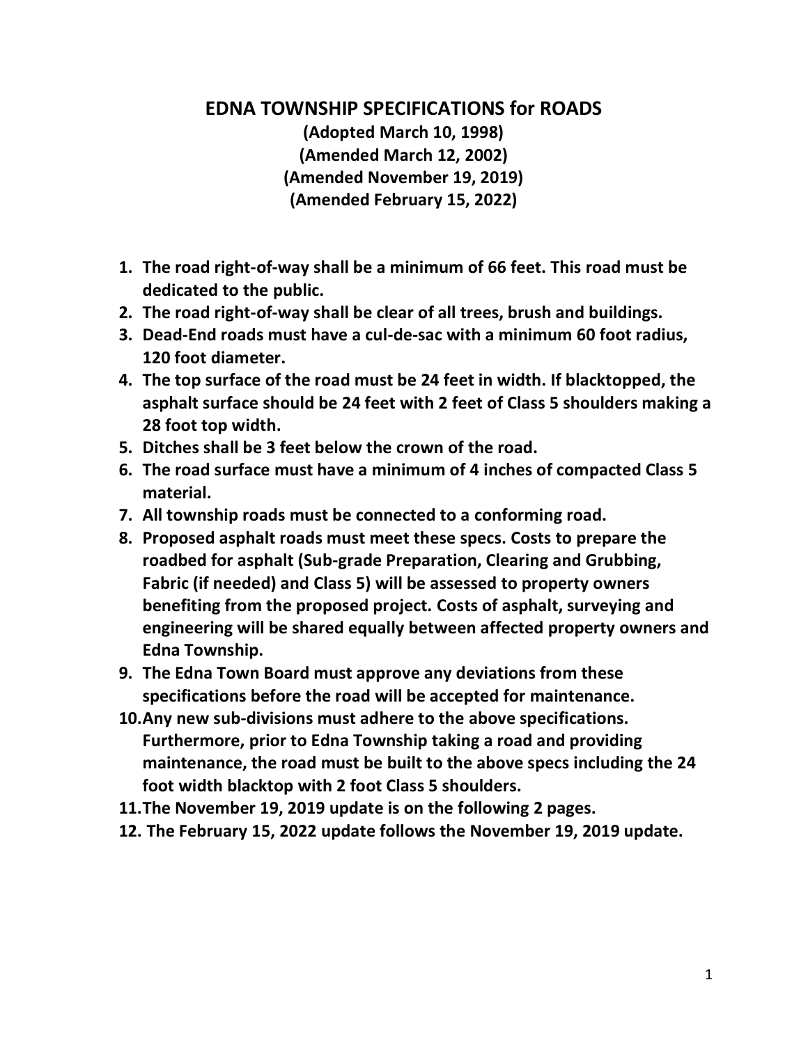# EDNA TOWNSHIP SPECIFICATIONS for ROADS

**(Adopted March 10, 1998)**
**(Amended March 12, 2002)**
**(Amended November 19, 2019)**
**(Amended February 15, 2022)**

1. **The road right-of-way shall be a minimum of 66 feet. This road must be dedicated to the public.**
2. **The road right-of-way shall be clear of all trees, brush and buildings.**
3. **Dead-End roads must have a cul-de-sac with a minimum 60 foot radius, 120 foot diameter.**
4. **The top surface of the road must be 24 feet in width. If blacktopped, the asphalt surface should be 24 feet with 2 feet of Class 5 shoulders making a 28 foot top width.**
5. **Ditches shall be 3 feet below the crown of the road.**
6. **The road surface must have a minimum of 4 inches of compacted Class 5 material.**
7. **All township roads must be connected to a conforming road.**
8. **Proposed asphalt roads must meet these specs. Costs to prepare the roadbed for asphalt (Sub-grade Preparation, Clearing and Grubbing, Fabric (if needed) and Class 5) will be assessed to property owners benefiting from the proposed project. Costs of asphalt, surveying and engineering will be shared equally between affected property owners and Edna Township.**
9. **The Edna Town Board must approve any deviations from these specifications before the road will be accepted for maintenance.**
10. **Any new sub-divisions must adhere to the above specifications. Furthermore, prior to Edna Township taking a road and providing maintenance, the road must be built to the above specs including the 24 foot width blacktop with 2 foot Class 5 shoulders.**
11. **The November 19, 2019 update is on the following 2 pages.**
12. **The February 15, 2022 update follows the November 19, 2019 update.**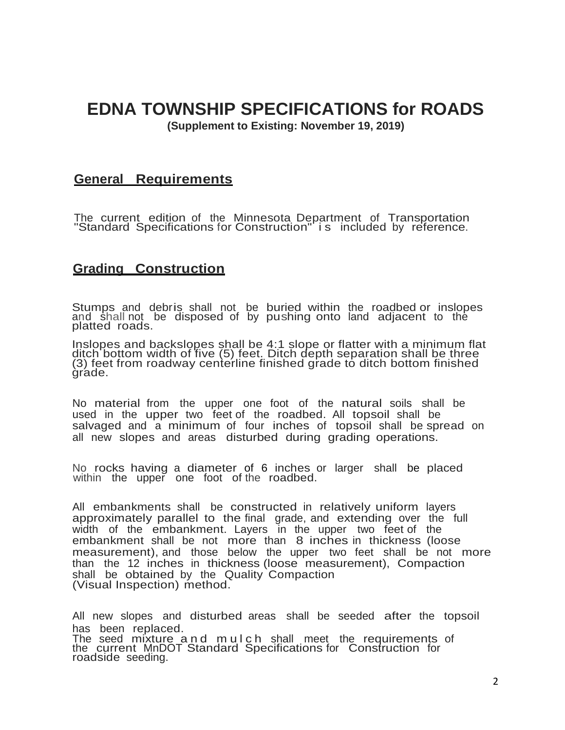# EDNA TOWNSHIP SPECIFICATIONS for ROADS

**(Supplement to Existing: November 19, 2019)**

## General Requirements

The current edition of the Minnesota Department of Transportation "Standard Specifications for Construction" is included by reference.

## Grading Construction

Stumps and debris shall not be buried within the roadbed or inslopes and shall not be disposed of by pushing onto land adjacent to the platted roads.

Inslopes and backslopes shall be 4:1 slope or flatter with a minimum flat ditch bottom width of five (5) feet. Ditch depth separation shall be three (3) feet from roadway centerline finished grade to ditch bottom finished grade.

No material from the upper one foot of the natural soils shall be used in the upper two feet of the roadbed. All topsoil shall be salvaged and a minimum of four inches of topsoil shall be spread on all new slopes and areas disturbed during grading operations.

No rocks having a diameter of 6 inches or larger shall be placed within the upper one foot of the roadbed.

All embankments shall be constructed in relatively uniform layers approximately parallel to the final grade, and extending over the full width of the embankment. Layers in the upper two feet of the embankment shall be not more than 8 inches in thickness (loose measurement), and those below the upper two feet shall be not more than the 12 inches in thickness (loose measurement), Compaction shall be obtained by the Quality Compaction (Visual Inspection) method.

All new slopes and disturbed areas shall be seeded after the topsoil has been replaced.
The seed mixture and mulch shall meet the requirements of the current MnDOT Standard Specifications for Construction for roadside seeding.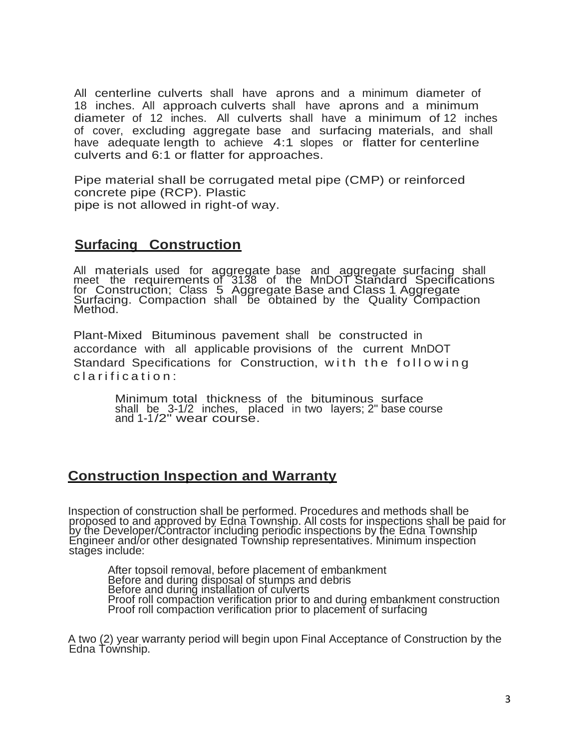All centerline culverts shall have aprons and a minimum diameter of 18 inches. All approach culverts shall have aprons and a minimum diameter of 12 inches. All culverts shall have a minimum of 12 inches of cover, excluding aggregate base and surfacing materials, and shall have adequate length to achieve 4:1 slopes or flatter for centerline culverts and 6:1 or flatter for approaches.

Pipe material shall be corrugated metal pipe (CMP) or reinforced concrete pipe (RCP). Plastic
pipe is not allowed in right-of way.

## Surfacing Construction

All materials used for aggregate base and aggregate surfacing shall meet the requirements of 3138 of the MnDOT Standard Specifications for Construction; Class 5 Aggregate Base and Class 1 Aggregate Surfacing. Compaction shall be obtained by the Quality Compaction Method.

Plant-Mixed Bituminous pavement shall be constructed in accordance with all applicable provisions of the current MnDOT Standard Specifications for Construction, with the following clarification:

> Minimum total thickness of the bituminous surface shall be 3-1/2 inches, placed in two layers; 2" base course and 1-1/2" wear course.

## Construction Inspection and Warranty

Inspection of construction shall be performed. Procedures and methods shall be proposed to and approved by Edna Township. All costs for inspections shall be paid for by the Developer/Contractor including periodic inspections by the Edna Township Engineer and/or other designated Township representatives. Minimum inspection stages include:

- After topsoil removal, before placement of embankment
- Before and during disposal of stumps and debris
- Before and during installation of culverts
- Proof roll compaction verification prior to and during embankment construction
- Proof roll compaction verification prior to placement of surfacing

A two (2) year warranty period will begin upon Final Acceptance of Construction by the Edna Township.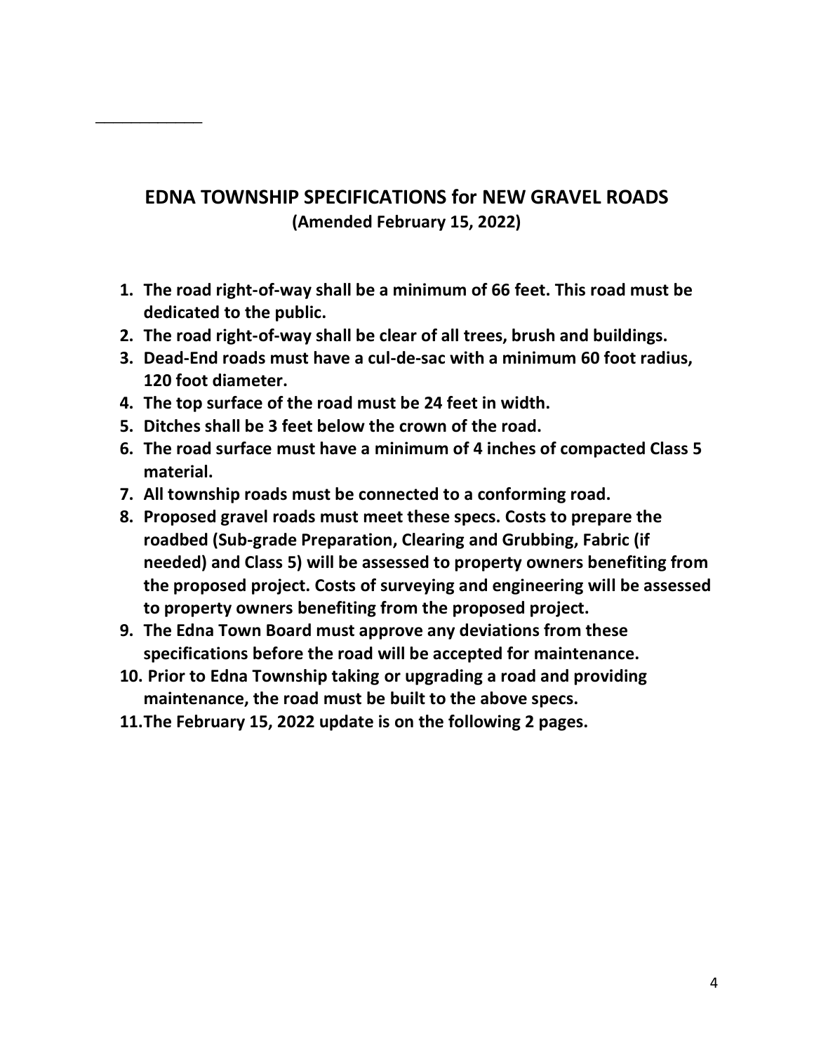## EDNA TOWNSHIP SPECIFICATIONS for NEW GRAVEL ROADS

**(Amended February 15, 2022)**

1. **The road right-of-way shall be a minimum of 66 feet. This road must be dedicated to the public.**
2. **The road right-of-way shall be clear of all trees, brush and buildings.**
3. **Dead-End roads must have a cul-de-sac with a minimum 60 foot radius, 120 foot diameter.**
4. **The top surface of the road must be 24 feet in width.**
5. **Ditches shall be 3 feet below the crown of the road.**
6. **The road surface must have a minimum of 4 inches of compacted Class 5 material.**
7. **All township roads must be connected to a conforming road.**
8. **Proposed gravel roads must meet these specs. Costs to prepare the roadbed (Sub-grade Preparation, Clearing and Grubbing, Fabric (if needed) and Class 5) will be assessed to property owners benefiting from the proposed project. Costs of surveying and engineering will be assessed to property owners benefiting from the proposed project.**
9. **The Edna Town Board must approve any deviations from these specifications before the road will be accepted for maintenance.**
10. **Prior to Edna Township taking or upgrading a road and providing maintenance, the road must be built to the above specs.**
11. **The February 15, 2022 update is on the following 2 pages.**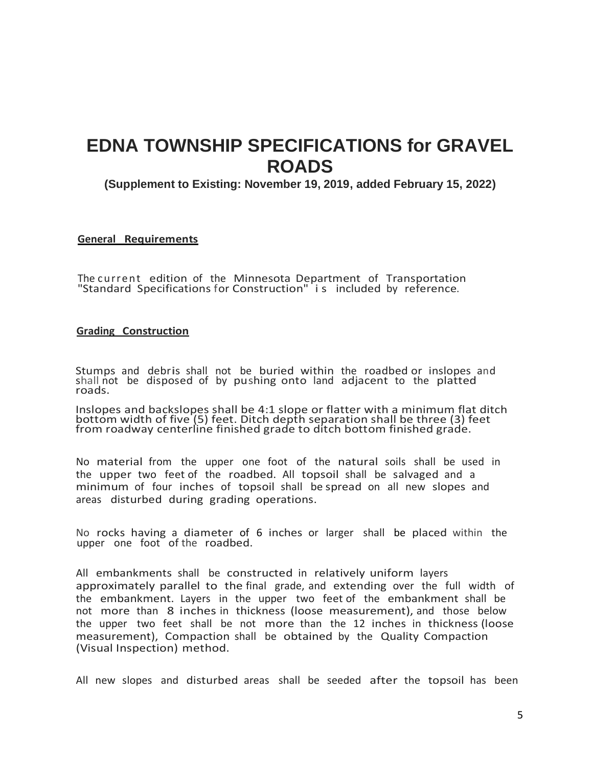# EDNA TOWNSHIP SPECIFICATIONS for GRAVEL ROADS

**(Supplement to Existing: November 19, 2019, added February 15, 2022)**

**General Requirements**

The current edition of the Minnesota Department of Transportation "Standard Specifications for Construction" is included by reference.

**Grading Construction**

Stumps and debris shall not be buried within the roadbed or inslopes and shall not be disposed of by pushing onto land adjacent to the platted roads.

Inslopes and backslopes shall be 4:1 slope or flatter with a minimum flat ditch bottom width of five (5) feet. Ditch depth separation shall be three (3) feet from roadway centerline finished grade to ditch bottom finished grade.

No material from the upper one foot of the natural soils shall be used in the upper two feet of the roadbed. All topsoil shall be salvaged and a minimum of four inches of topsoil shall be spread on all new slopes and areas disturbed during grading operations.

No rocks having a diameter of 6 inches or larger shall be placed within the upper one foot of the roadbed.

All embankments shall be constructed in relatively uniform layers approximately parallel to the final grade, and extending over the full width of the embankment. Layers in the upper two feet of the embankment shall be not more than 8 inches in thickness (loose measurement), and those below the upper two feet shall be not more than the 12 inches in thickness (loose measurement), Compaction shall be obtained by the Quality Compaction (Visual Inspection) method.

All new slopes and disturbed areas shall be seeded after the topsoil has been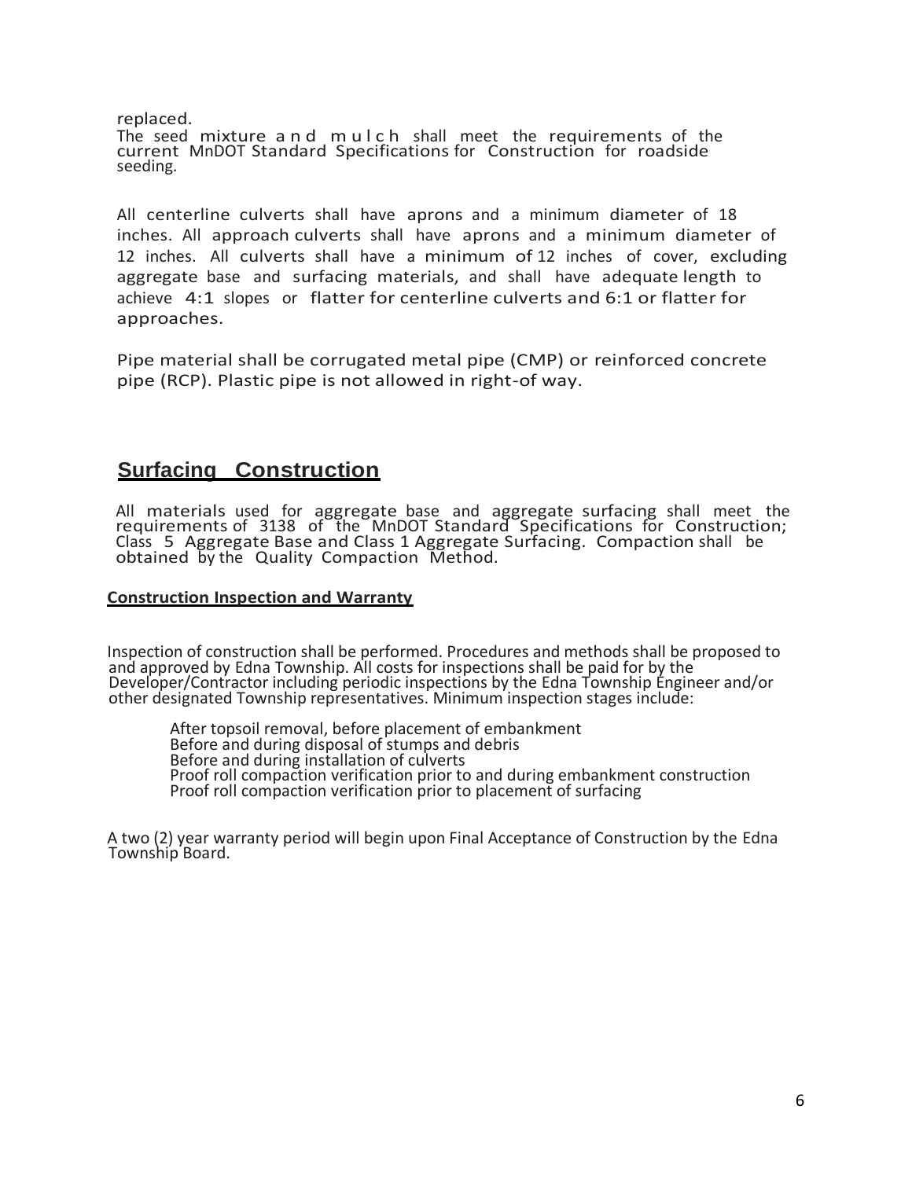replaced.

The seed mixture and mulch shall meet the requirements of the current MnDOT Standard Specifications for Construction for roadside seeding.

All centerline culverts shall have aprons and a minimum diameter of 18 inches. All approach culverts shall have aprons and a minimum diameter of 12 inches. All culverts shall have a minimum of 12 inches of cover, excluding aggregate base and surfacing materials, and shall have adequate length to achieve 4:1 slopes or flatter for centerline culverts and 6:1 or flatter for approaches.

Pipe material shall be corrugated metal pipe (CMP) or reinforced concrete pipe (RCP). Plastic pipe is not allowed in right-of way.

## Surfacing Construction

All materials used for aggregate base and aggregate surfacing shall meet the requirements of 3138 of the MnDOT Standard Specifications for Construction; Class 5 Aggregate Base and Class 1 Aggregate Surfacing. Compaction shall be obtained by the Quality Compaction Method.

### Construction Inspection and Warranty

Inspection of construction shall be performed. Procedures and methods shall be proposed to and approved by Edna Township. All costs for inspections shall be paid for by the Developer/Contractor including periodic inspections by the Edna Township Engineer and/or other designated Township representatives. Minimum inspection stages include:

- After topsoil removal, before placement of embankment
- Before and during disposal of stumps and debris
- Before and during installation of culverts
- Proof roll compaction verification prior to and during embankment construction
- Proof roll compaction verification prior to placement of surfacing

A two (2) year warranty period will begin upon Final Acceptance of Construction by the Edna Township Board.